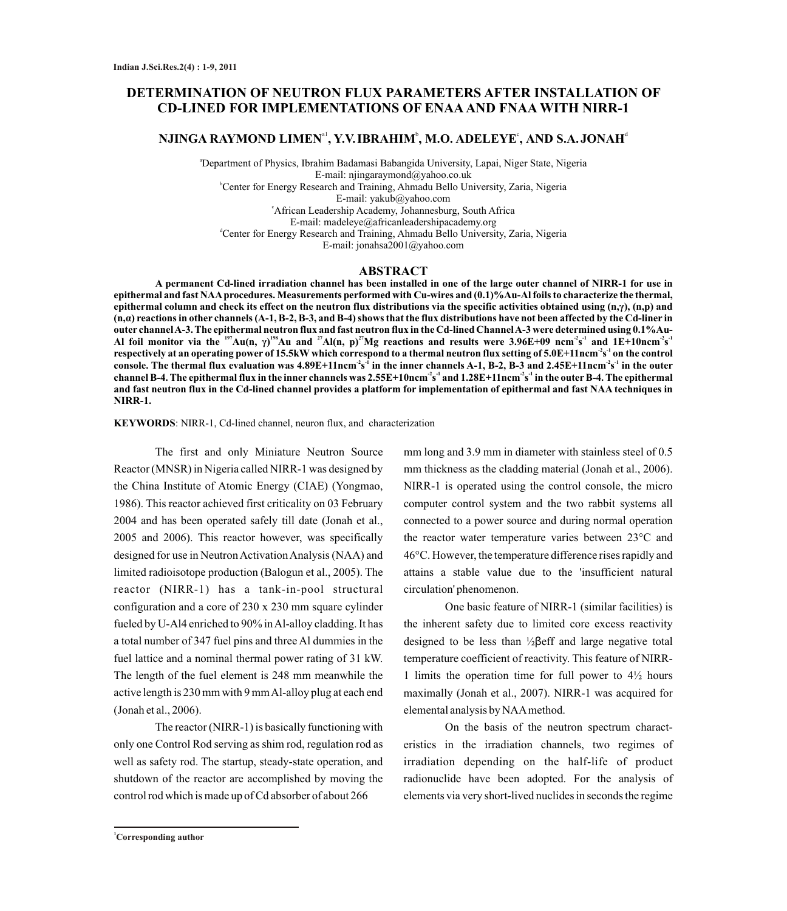# DETERMINATION OF NEUTRON FLUX PARAMETERS AFTER INSTALLATION OF CD-LINED FOR IMPLEMENTATIONS OF ENAA AND FNAA WITH NIRR-1

**NJINGA RAYMOND LIMEN[a1], Y.V. IBRAHIM[b], M.O. ADELEYE[c], AND S.A. JONAH[d]**

[a]Department of Physics, Ibrahim Badamasi Babangida University, Lapai, Niger State, Nigeria
E-mail: njingaraymond@yahoo.co.uk

[b]Center for Energy Research and Training, Ahmadu Bello University, Zaria, Nigeria
E-mail: yakub@yahoo.com

[c]African Leadership Academy, Johannesburg, South Africa
E-mail: madeleye@africanleadershipacademy.org

[d]Center for Energy Research and Training, Ahmadu Bello University, Zaria, Nigeria
E-mail: jonahsa2001@yahoo.com

## ABSTRACT

**A permanent Cd-lined irradiation channel has been installed in one of the large outer channel of NIRR-1 for use in epithermal and fast NAA procedures. Measurements performed with Cu-wires and (0.1)%Au-Al foils to characterize the thermal, epithermal column and check its effect on the neutron flux distributions via the specific activities obtained using (n,γ), (n,p) and (n,α) reactions in other channels (A-1, B-2, B-3, and B-4) shows that the flux distributions have not been affected by the Cd-liner in outer channel A-3. The epithermal neutron flux and fast neutron flux in the Cd-lined Channel A-3 were determined using 0.1%Au-Al foil monitor via the $^{197}Au(n,\gamma)^{198}Au$ and $^{27}Al(n,p)^{27}Mg$ reactions and results were 3.96E+09 $ncm^{-2}s^{-1}$ and 1E+10$ncm^{-2}s^{-1}$ respectively at an operating power of 15.5kW which correspond to a thermal neutron flux setting of 5.0E+11$ncm^{-2}s^{-1}$ on the control console. The thermal flux evaluation was 4.89E+11$ncm^{-2}s^{-1}$ in the inner channels A-1, B-2, B-3 and 2.45E+11$ncm^{-2}s^{-1}$ in the outer channel B-4. The epithermal flux in the inner channels was 2.55E+10$ncm^{-2}s^{-1}$ and 1.28E+11$ncm^{-2}s^{-1}$ in the outer B-4. The epithermal and fast neutron flux in the Cd-lined channel provides a platform for implementation of epithermal and fast NAA techniques in NIRR-1.**

**KEYWORDS**: NIRR-1, Cd-lined channel, neuron flux, and characterization

The first and only Miniature Neutron Source Reactor (MNSR) in Nigeria called NIRR-1 was designed by the China Institute of Atomic Energy (CIAE) (Yongmao, 1986). This reactor achieved first criticality on 03 February 2004 and has been operated safely till date (Jonah et al., 2005 and 2006). This reactor however, was specifically designed for use in Neutron Activation Analysis (NAA) and limited radioisotope production (Balogun et al., 2005). The reactor (NIRR-1) has a tank-in-pool structural configuration and a core of 230 x 230 mm square cylinder fueled by U-Al4 enriched to 90% in Al-alloy cladding. It has a total number of 347 fuel pins and three Al dummies in the fuel lattice and a nominal thermal power rating of 31 kW. The length of the fuel element is 248 mm meanwhile the active length is 230 mm with 9 mm Al-alloy plug at each end (Jonah et al., 2006).

The reactor (NIRR-1) is basically functioning with only one Control Rod serving as shim rod, regulation rod as well as safety rod. The startup, steady-state operation, and shutdown of the reactor are accomplished by moving the control rod which is made up of Cd absorber of about 266 mm long and 3.9 mm in diameter with stainless steel of 0.5 mm thickness as the cladding material (Jonah et al., 2006). NIRR-1 is operated using the control console, the micro computer control system and the two rabbit systems all connected to a power source and during normal operation the reactor water temperature varies between 23°C and 46°C. However, the temperature difference rises rapidly and attains a stable value due to the 'insufficient natural circulation' phenomenon.

One basic feature of NIRR-1 (similar facilities) is the inherent safety due to limited core excess reactivity designed to be less than ½βeff and large negative total temperature coefficient of reactivity. This feature of NIRR-1 limits the operation time for full power to 4½ hours maximally (Jonah et al., 2007). NIRR-1 was acquired for elemental analysis by NAA method.

On the basis of the neutron spectrum characteristics in the irradiation channels, two regimes of irradiation depending on the half-life of product radionuclide have been adopted. For the analysis of elements via very short-lived nuclides in seconds the regime

[1]Corresponding author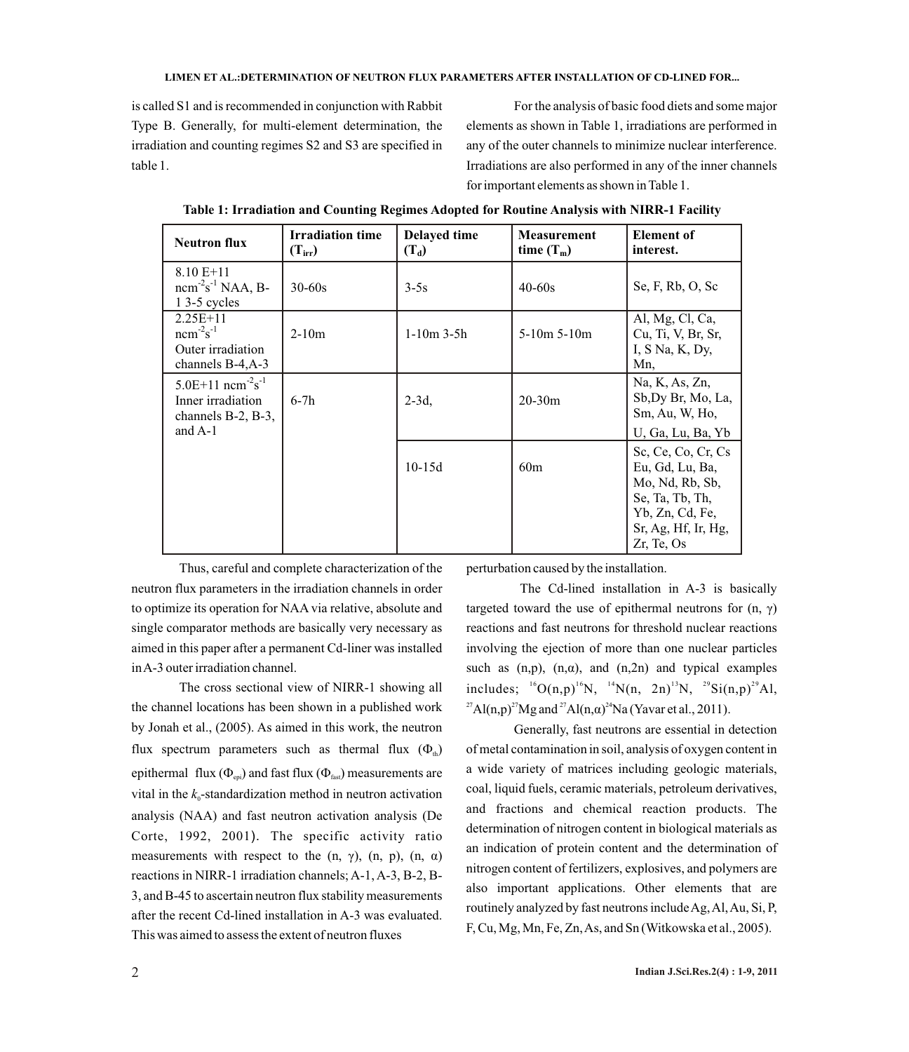is called S1 and is recommended in conjunction with Rabbit Type B. Generally, for multi-element determination, the irradiation and counting regimes S2 and S3 are specified in table 1.

For the analysis of basic food diets and some major elements as shown in Table 1, irradiations are performed in any of the outer channels to minimize nuclear interference. Irradiations are also performed in any of the inner channels for important elements as shown in Table 1.

**Table 1: Irradiation and Counting Regimes Adopted for Routine Analysis with NIRR-1 Facility**

| Neutron flux | Irradiation time ($T_{irr}$) | Delayed time ($T_d$) | Measurement time ($T_m$) | Element of interest. |
|---|---|---|---|---|
| 8.10 E+11 $ncm^{-2}s^{-1}$ NAA, B-1 3-5 cycles | 30-60s | 3-5s | 40-60s | Se, F, Rb, O, Sc |
| 2.25E+11 $ncm^{-2}s^{-1}$ Outer irradiation channels B-4,A-3 | 2-10m | 1-10m 3-5h | 5-10m 5-10m | Al, Mg, Cl, Ca, Cu, Ti, V, Br, Sr, I, S Na, K, Dy, Mn, |
| 5.0E+11 $ncm^{-2}s^{-1}$ Inner irradiation channels B-2, B-3, and A-1 | 6-7h | 2-3d, | 20-30m | Na, K, As, Zn, Sb,Dy Br, Mo, La, Sm, Au, W, Ho, U, Ga, Lu, Ba, Yb |
| | | 10-15d | 60m | Sc, Ce, Co, Cr, Cs Eu, Gd, Lu, Ba, Mo, Nd, Rb, Sb, Se, Ta, Tb, Th, Yb, Zn, Cd, Fe, Sr, Ag, Hf, Ir, Hg, Zr, Te, Os |

Thus, careful and complete characterization of the neutron flux parameters in the irradiation channels in order to optimize its operation for NAA via relative, absolute and single comparator methods are basically very necessary as aimed in this paper after a permanent Cd-liner was installed in A-3 outer irradiation channel.

The cross sectional view of NIRR-1 showing all the channel locations has been shown in a published work by Jonah et al., (2005). As aimed in this work, the neutron flux spectrum parameters such as thermal flux ($\Phi_{th}$) epithermal flux ($\Phi_{epi}$) and fast flux ($\Phi_{fast}$) measurements are vital in the $k_0$-standardization method in neutron activation analysis (NAA) and fast neutron activation analysis (De Corte, 1992, 2001). The specific activity ratio measurements with respect to the (n, γ), (n, p), (n, α) reactions in NIRR-1 irradiation channels; A-1, A-3, B-2, B-3, and B-45 to ascertain neutron flux stability measurements after the recent Cd-lined installation in A-3 was evaluated. This was aimed to assess the extent of neutron fluxes perturbation caused by the installation.

The Cd-lined installation in A-3 is basically targeted toward the use of epithermal neutrons for (n, γ) reactions and fast neutrons for threshold nuclear reactions involving the ejection of more than one nuclear particles such as (n,p), (n,α), and (n,2n) and typical examples includes; $^{16}O(n,p)^{16}N$, $^{14}N(n, 2n)^{13}N$, $^{29}Si(n,p)^{29}Al$, $^{27}Al(n,p)^{27}Mg$ and $^{27}Al(n,\alpha)^{24}Na$ (Yavar et al., 2011).

Generally, fast neutrons are essential in detection of metal contamination in soil, analysis of oxygen content in a wide variety of matrices including geologic materials, coal, liquid fuels, ceramic materials, petroleum derivatives, and fractions and chemical reaction products. The determination of nitrogen content in biological materials as an indication of protein content and the determination of nitrogen content of fertilizers, explosives, and polymers are also important applications. Other elements that are routinely analyzed by fast neutrons include Ag, Al, Au, Si, P, F, Cu, Mg, Mn, Fe, Zn, As, and Sn (Witkowska et al., 2005).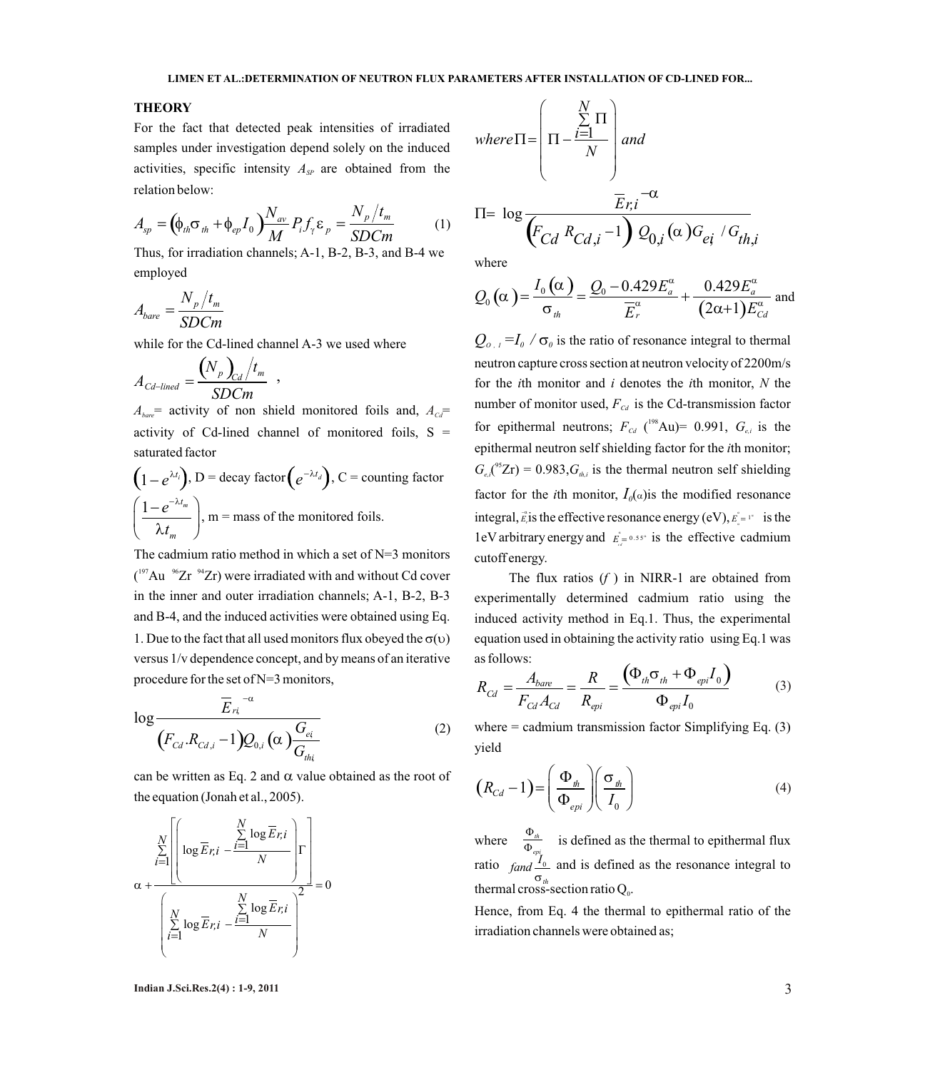## THEORY

For the fact that detected peak intensities of irradiated samples under investigation depend solely on the induced activities, specific intensity $A_{SP}$ are obtained from the relation below:

$$A_{sp} = \left(\phi_{th}\sigma_{th} + \phi_{ep} I_0\right)\frac{N_{av}}{M} P_i f_\gamma \varepsilon_p = \frac{N_p / t_m}{SDCm} \qquad (1)$$

Thus, for irradiation channels; A-1, B-2, B-3, and B-4 we employed

$$A_{bare} = \frac{N_p / t_m}{SDCm}$$

while for the Cd-lined channel A-3 we used where

$$A_{Cd-lined} = \frac{\left(N_p\right)_{Cd} / t_m}{SDCm} \ ,$$

$A_{bare}$= activity of non shield monitored foils and, $A_{Cd}$= activity of Cd-lined channel of monitored foils, S = saturated factor $\left(1 - e^{\lambda t_i}\right)$, D = decay factor $\left(e^{-\lambda t_d}\right)$, C = counting factor $\left(\frac{1 - e^{-\lambda t_m}}{\lambda t_m}\right)$, m = mass of the monitored foils.

The cadmium ratio method in which a set of N=3 monitors ($^{197}Au$ $^{96}Zr$ $^{94}Zr$) were irradiated with and without Cd cover in the inner and outer irradiation channels; A-1, B-2, B-3 and B-4, and the induced activities were obtained using Eq. 1. Due to the fact that all used monitors flux obeyed the σ(υ) versus 1/v dependence concept, and by means of an iterative procedure for the set of N=3 monitors,

$$\log \frac{\overline{E}_{ri}^{\ -\alpha}}{\left(F_{Cd}.R_{Cd,i} - 1\right) Q_{0,i}(\alpha) \dfrac{G_{ei}}{G_{thi}}} \qquad (2)$$

can be written as Eq. 2 and α value obtained as the root of the equation (Jonah et al., 2005).

$$\alpha + \frac{\sum_{i=1}^{N}\left[\left(\log \overline{E}r,i - \frac{\sum_{i=1}^{N} \log \overline{E}r,i}{N}\right)\Gamma\right]}{\left(\sum_{i=1}^{N} \log \overline{E}r,i - \frac{\sum_{i=1}^{N} \log \overline{E}r,i}{N}\right)^2} = 0$$

$$where\,\Pi = \left(\Pi - \frac{\sum_{i=1}^{N} \Pi}{N}\right) \; and$$

$$\Pi = \log \frac{\overline{E}r,i^{\,-\alpha}}{\left(F_{Cd}\, R_{Cd,i} - 1\right) Q_{0,i}(\alpha) G_{ei} / G_{th,i}}$$

where

$$Q_0(\alpha) = \frac{I_0(\alpha)}{\sigma_{th}} = \frac{Q_0 - 0.429 E_a^\alpha}{\overline{E}_r^\alpha} + \frac{0.429 E_a^\alpha}{(2\alpha + 1) E_{Cd}^\alpha} \text{ and}$$

$Q_{O,I} = I_0 / \sigma_0$ is the ratio of resonance integral to thermal neutron capture cross section at neutron velocity of 2200m/s for the *i*th monitor and *i* denotes the *i*th monitor, *N* the number of monitor used, $F_{Cd}$ is the Cd-transmission factor for epithermal neutrons; $F_{Cd}$ ($^{198}Au$)= 0.991, $G_{e,i}$ is the epithermal neutron self shielding factor for the *i*th monitor; $G_{e,i}$($^{95}Zr$) = 0.983, $G_{th,i}$ is the thermal neutron self shielding factor for the *i*th monitor, $I_0(\alpha)$ is the modified resonance integral, $\overline{E}_r$ is the effective resonance energy (eV), $E_a^{\cdot} = 1^{e}$ is the 1eV arbitrary energy and $E_{Cd}^{\cdot} = 0.55^{e}$ is the effective cadmium cutoff energy.

The flux ratios ($f$) in NIRR-1 are obtained from experimentally determined cadmium ratio using the induced activity method in Eq.1. Thus, the experimental equation used in obtaining the activity ratio using Eq.1 was as follows:

$$R_{Cd} = \frac{A_{bare}}{F_{Cd} A_{Cd}} = \frac{R}{R_{epi}} = \frac{\left(\Phi_{th}\sigma_{th} + \Phi_{epi} I_0\right)}{\Phi_{epi} I_0} \qquad (3)$$

where = cadmium transmission factor Simplifying Eq. (3) yield

$$\left(R_{Cd} - 1\right) = \left(\frac{\Phi_{th}}{\Phi_{epi}}\right)\left(\frac{\sigma_{th}}{I_0}\right) \qquad (4)$$

where $\frac{\Phi_{th}}{\Phi_{epi}}$ is defined as the thermal to epithermal flux ratio $f and \frac{I_0}{\sigma_{th}}$ and is defined as the resonance integral to thermal cross-section ratio $Q_0$.

Hence, from Eq. 4 the thermal to epithermal ratio of the irradiation channels were obtained as;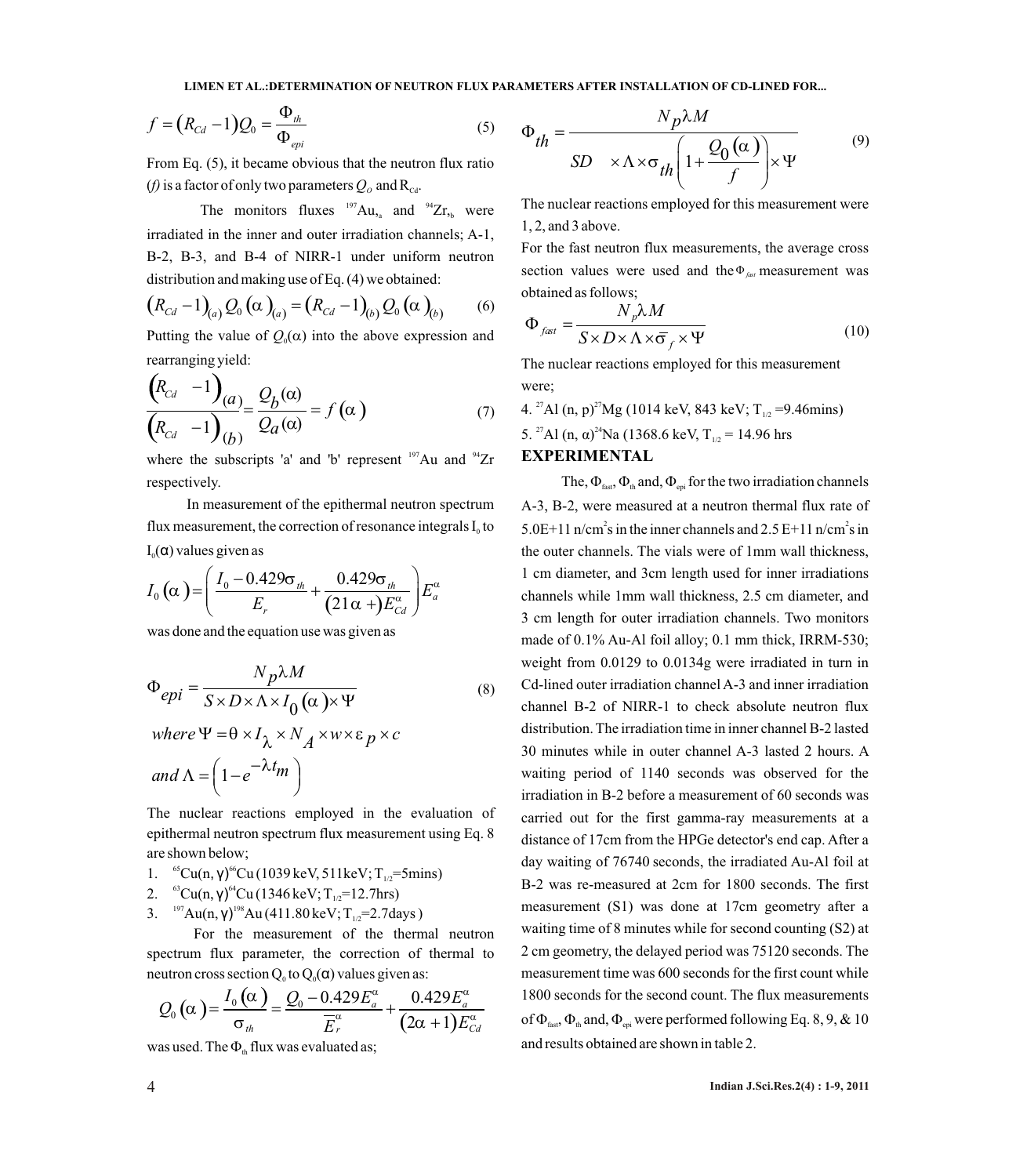$$f = \left(R_{Cd} - 1\right) Q_0 = \frac{\Phi_{th}}{\Phi_{epi}} \tag{5}$$

From Eq. (5), it became obvious that the neutron flux ratio ($f$) is a factor of only two parameters $Q_O$ and $R_{Cd}$.

The monitors fluxes $^{197}Au_{,a}$ and $^{94}Zr_{,b}$ were irradiated in the inner and outer irradiation channels; A-1, B-2, B-3, and B-4 of NIRR-1 under uniform neutron distribution and making use of Eq. (4) we obtained:

$$\left(R_{Cd} - 1\right)_{(a)} Q_0\left(\alpha\right)_{(a)} = \left(R_{Cd} - 1\right)_{(b)} Q_0\left(\alpha\right)_{(b)} \tag{6}$$

Putting the value of $Q_0(\alpha)$ into the above expression and rearranging yield:

$$\frac{\left(R_{Cd} \quad -1\right)_{(a)}}{\left(R_{Cd} \quad -1\right)_{(b)}} = \frac{Q_b(\alpha)}{Q_a(\alpha)} = f\left(\alpha\right) \tag{7}$$

where the subscripts 'a' and 'b' represent $^{197}Au$ and $^{94}Zr$ respectively.

In measurement of the epithermal neutron spectrum flux measurement, the correction of resonance integrals $I_0$ to $I_0(\alpha)$ values given as

$$I_0\left(\alpha\right) = \left(\frac{I_0 - 0.429\sigma_{th}}{E_r} + \frac{0.429\sigma_{th}}{\left(21\alpha + \right)E_{Cd}^{\alpha}}\right) E_a^{\alpha}$$

was done and the equation use was given as

$$\Phi_{epi} = \frac{N_p \lambda M}{S \times D \times \Lambda \times I_0\left(\alpha\right) \times \Psi} \tag{8}$$

$$where\ \Psi = \theta \times I_{\lambda} \times N_A \times w \times \varepsilon_p \times c$$

$$and\ \Lambda = \left(1 - e^{-\lambda t_m}\right)$$

The nuclear reactions employed in the evaluation of epithermal neutron spectrum flux measurement using Eq. 8 are shown below;

1. $^{65}Cu(n, \gamma)^{66}Cu$ (1039 keV, 511keV; $T_{1/2}$=5mins)
2. $^{63}Cu(n, \gamma)^{64}Cu$ (1346 keV; $T_{1/2}$=12.7hrs)
3. $^{197}Au(n, \gamma)^{198}Au$ (411.80 keV; $T_{1/2}$=2.7days )

For the measurement of the thermal neutron spectrum flux parameter, the correction of thermal to neutron cross section $Q_0$ to $Q_0(\alpha)$ values given as:

$$Q_0\left(\alpha\right) = \frac{I_0\left(\alpha\right)}{\sigma_{th}} = \frac{Q_0 - 0.429E_a^{\alpha}}{\overline{E}_r^{\alpha}} + \frac{0.429E_a^{\alpha}}{\left(2\alpha + 1\right)E_{Cd}^{\alpha}}$$

was used. The $\Phi_{th}$ flux was evaluated as;

$$\Phi_{th} = \frac{N_p \lambda M}{SD \quad \times \Lambda \times \sigma_{th}\left(1 + \frac{Q_0\left(\alpha\right)}{f}\right) \times \Psi} \tag{9}$$

The nuclear reactions employed for this measurement were 1, 2, and 3 above.

For the fast neutron flux measurements, the average cross section values were used and the $\Phi_{fast}$ measurement was obtained as follows;

$$\Phi_{fast} = \frac{N_p \lambda M}{S \times D \times \Lambda \times \overline{\sigma}_f \times \Psi} \tag{10}$$

The nuclear reactions employed for this measurement were;

4. $^{27}Al$ (n, p)$^{27}Mg$ (1014 keV, 843 keV; $T_{1/2}$ =9.46mins)
5. $^{27}Al$ (n, α)$^{24}Na$ (1368.6 keV, $T_{1/2}$ = 14.96 hrs

## EXPERIMENTAL

The, $\Phi_{fast}$, $\Phi_{th}$ and, $\Phi_{epi}$ for the two irradiation channels A-3, B-2, were measured at a neutron thermal flux rate of 5.0E+11 n/cm$^2$s in the inner channels and 2.5 E+11 n/cm$^2$s in the outer channels. The vials were of 1mm wall thickness, 1 cm diameter, and 3cm length used for inner irradiations channels while 1mm wall thickness, 2.5 cm diameter, and 3 cm length for outer irradiation channels. Two monitors made of 0.1% Au-Al foil alloy; 0.1 mm thick, IRRM-530; weight from 0.0129 to 0.0134g were irradiated in turn in Cd-lined outer irradiation channel A-3 and inner irradiation channel B-2 of NIRR-1 to check absolute neutron flux distribution. The irradiation time in inner channel B-2 lasted 30 minutes while in outer channel A-3 lasted 2 hours. A waiting period of 1140 seconds was observed for the irradiation in B-2 before a measurement of 60 seconds was carried out for the first gamma-ray measurements at a distance of 17cm from the HPGe detector's end cap. After a day waiting of 76740 seconds, the irradiated Au-Al foil at B-2 was re-measured at 2cm for 1800 seconds. The first measurement (S1) was done at 17cm geometry after a waiting time of 8 minutes while for second counting (S2) at 2 cm geometry, the delayed period was 75120 seconds. The measurement time was 600 seconds for the first count while 1800 seconds for the second count. The flux measurements of $\Phi_{fast}$, $\Phi_{th}$ and, $\Phi_{epi}$ were performed following Eq. 8, 9, & 10 and results obtained are shown in table 2.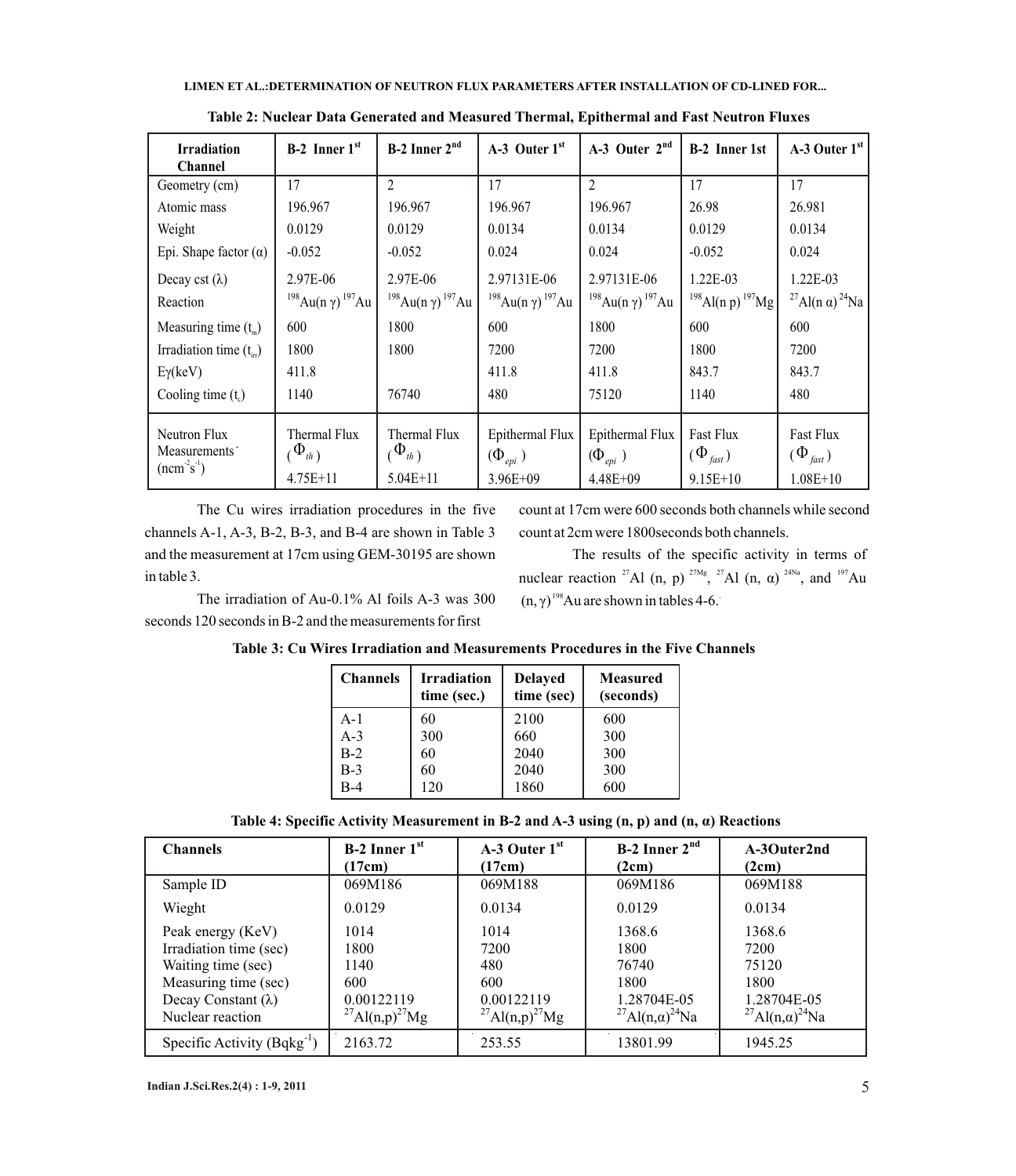**Table 2: Nuclear Data Generated and Measured Thermal, Epithermal and Fast Neutron Fluxes**

| Irradiation Channel | B-2 Inner 1st | B-2 Inner 2nd | A-3 Outer 1st | A-3 Outer 2nd | B-2 Inner 1st | A-3 Outer 1st |
|---|---|---|---|---|---|---|
| Geometry (cm) | 17 | 2 | 17 | 2 | 17 | 17 |
| Atomic mass | 196.967 | 196.967 | 196.967 | 196.967 | 26.98 | 26.981 |
| Weight | 0.0129 | 0.0129 | 0.0134 | 0.0134 | 0.0129 | 0.0134 |
| Epi. Shape factor (α) | -0.052 | -0.052 | 0.024 | 0.024 | -0.052 | 0.024 |
| Decay cst (λ) | 2.97E-06 | 2.97E-06 | 2.97131E-06 | 2.97131E-06 | 1.22E-03 | 1.22E-03 |
| Reaction | $^{198}Au(n\ \gamma)\ ^{197}Au$ | $^{198}Au(n\ \gamma)\ ^{197}Au$ | $^{198}Au(n\ \gamma)\ ^{197}Au$ | $^{198}Au(n\ \gamma)\ ^{197}Au$ | $^{198}Al(n\ p)\ ^{197}Mg$ | $^{27}Al(n\ \alpha)\ ^{24}Na$ |
| Measuring time ($t_m$) | 600 | 1800 | 600 | 1800 | 600 | 600 |
| Irradiation time ($t_{irr}$) | 1800 | 1800 | 7200 | 7200 | 1800 | 7200 |
| Eγ(keV) | 411.8 | | 411.8 | 411.8 | 843.7 | 843.7 |
| Cooling time ($t_c$) | 1140 | 76740 | 480 | 75120 | 1140 | 480 |
| Neutron Flux Measurements ($ncm^{-2}s^{-1}$) | Thermal Flux ($\Phi_{th}$) 4.75E+11 | Thermal Flux ($\Phi_{th}$) 5.04E+11 | Epithermal Flux ($\Phi_{epi}$) 3.96E+09 | Epithermal Flux ($\Phi_{epi}$) 4.48E+09 | Fast Flux ($\Phi_{fast}$) 9.15E+10 | Fast Flux ($\Phi_{fast}$) 1.08E+10 |

The Cu wires irradiation procedures in the five channels A-1, A-3, B-2, B-3, and B-4 are shown in Table 3 and the measurement at 17cm using GEM-30195 are shown in table 3.

The irradiation of Au-0.1% Al foils A-3 was 300 seconds 120 seconds in B-2 and the measurements for first count at 17cm were 600 seconds both channels while second count at 2cm were 1800seconds both channels.

The results of the specific activity in terms of nuclear reaction $^{27}Al\ (n,\ p)\ ^{27Mg}$, $^{27}Al\ (n,\ \alpha)\ ^{24Na}$, and $^{197}Au\ (n,\gamma)\ ^{198}Au$ are shown in tables 4-6.

**Table 3: Cu Wires Irradiation and Measurements Procedures in the Five Channels**

| Channels | Irradiation time (sec.) | Delayed time (sec) | Measured (seconds) |
|---|---|---|---|
| A-1 | 60 | 2100 | 600 |
| A-3 | 300 | 660 | 300 |
| B-2 | 60 | 2040 | 300 |
| B-3 | 60 | 2040 | 300 |
| B-4 | 120 | 1860 | 600 |

**Table 4: Specific Activity Measurement in B-2 and A-3 using (n, p) and (n, α) Reactions**

| Channels | B-2 Inner 1st (17cm) | A-3 Outer 1st (17cm) | B-2 Inner 2nd (2cm) | A-3Outer2nd (2cm) |
|---|---|---|---|---|
| Sample ID | 069M186 | 069M188 | 069M186 | 069M188 |
| Wieght | 0.0129 | 0.0134 | 0.0129 | 0.0134 |
| Peak energy (KeV) | 1014 | 1014 | 1368.6 | 1368.6 |
| Irradiation time (sec) | 1800 | 7200 | 1800 | 7200 |
| Waiting time (sec) | 1140 | 480 | 76740 | 75120 |
| Measuring time (sec) | 600 | 600 | 1800 | 1800 |
| Decay Constant (λ) | 0.00122119 | 0.00122119 | 1.28704E-05 | 1.28704E-05 |
| Nuclear reaction | $^{27}Al(n,p)^{27}Mg$ | $^{27}Al(n,p)^{27}Mg$ | $^{27}Al(n,\alpha)^{24}Na$ | $^{27}Al(n,\alpha)^{24}Na$ |
| Specific Activity ($Bqkg^{-1}$) | 2163.72 | 253.55 | 13801.99 | 1945.25 |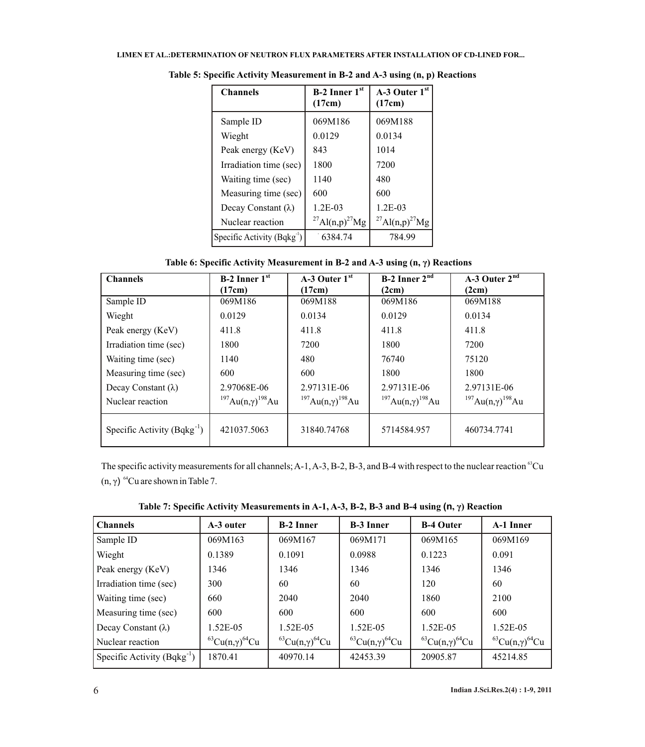**Table 5: Specific Activity Measurement in B-2 and A-3 using (n, p) Reactions**

| Channels | B-2 Inner 1$^{st}$ (17cm) | A-3 Outer 1$^{st}$ (17cm) |
|---|---|---|
| Sample ID | 069M186 | 069M188 |
| Wieght | 0.0129 | 0.0134 |
| Peak energy (KeV) | 843 | 1014 |
| Irradiation time (sec) | 1800 | 7200 |
| Waiting time (sec) | 1140 | 480 |
| Measuring time (sec) | 600 | 600 |
| Decay Constant (λ) | 1.2E-03 | 1.2E-03 |
| Nuclear reaction | $^{27}Al(n,p)^{27}Mg$ | $^{27}Al(n,p)^{27}Mg$ |
| Specific Activity ($Bqkg^{-1}$) | 6384.74 | 784.99 |

**Table 6: Specific Activity Measurement in B-2 and A-3 using (n, γ) Reactions**

| Channels | B-2 Inner 1$^{st}$ (17cm) | A-3 Outer 1$^{st}$ (17cm) | B-2 Inner 2$^{nd}$ (2cm) | A-3 Outer 2$^{nd}$ (2cm) |
|---|---|---|---|---|
| Sample ID | 069M186 | 069M188 | 069M186 | 069M188 |
| Wieght | 0.0129 | 0.0134 | 0.0129 | 0.0134 |
| Peak energy (KeV) | 411.8 | 411.8 | 411.8 | 411.8 |
| Irradiation time (sec) | 1800 | 7200 | 1800 | 7200 |
| Waiting time (sec) | 1140 | 480 | 76740 | 75120 |
| Measuring time (sec) | 600 | 600 | 1800 | 1800 |
| Decay Constant (λ) | 2.97068E-06 | 2.97131E-06 | 2.97131E-06 | 2.97131E-06 |
| Nuclear reaction | $^{197}Au(n,\gamma)^{198}Au$ | $^{197}Au(n,\gamma)^{198}Au$ | $^{197}Au(n,\gamma)^{198}Au$ | $^{197}Au(n,\gamma)^{198}Au$ |
| Specific Activity ($Bqkg^{-1}$) | 421037.5063 | 31840.74768 | 5714584.957 | 460734.7741 |

The specific activity measurements for all channels; A-1, A-3, B-2, B-3, and B-4 with respect to the nuclear reaction $^{63}Cu(n,\gamma)^{64}Cu$ are shown in Table 7.

**Table 7: Specific Activity Measurements in A-1, A-3, B-2, B-3 and B-4 using (n, γ) Reaction**

| Channels | A-3 outer | B-2 Inner | B-3 Inner | B-4 Outer | A-1 Inner |
|---|---|---|---|---|---|
| Sample ID | 069M163 | 069M167 | 069M171 | 069M165 | 069M169 |
| Wieght | 0.1389 | 0.1091 | 0.0988 | 0.1223 | 0.091 |
| Peak energy (KeV) | 1346 | 1346 | 1346 | 1346 | 1346 |
| Irradiation time (sec) | 300 | 60 | 60 | 120 | 60 |
| Waiting time (sec) | 660 | 2040 | 2040 | 1860 | 2100 |
| Measuring time (sec) | 600 | 600 | 600 | 600 | 600 |
| Decay Constant (λ) | 1.52E-05 | 1.52E-05 | 1.52E-05 | 1.52E-05 | 1.52E-05 |
| Nuclear reaction | $^{63}Cu(n,\gamma)^{64}Cu$ | $^{63}Cu(n,\gamma)^{64}Cu$ | $^{63}Cu(n,\gamma)^{64}Cu$ | $^{63}Cu(n,\gamma)^{64}Cu$ | $^{63}Cu(n,\gamma)^{64}Cu$ |
| Specific Activity ($Bqkg^{-1}$) | 1870.41 | 40970.14 | 42453.39 | 20905.87 | 45214.85 |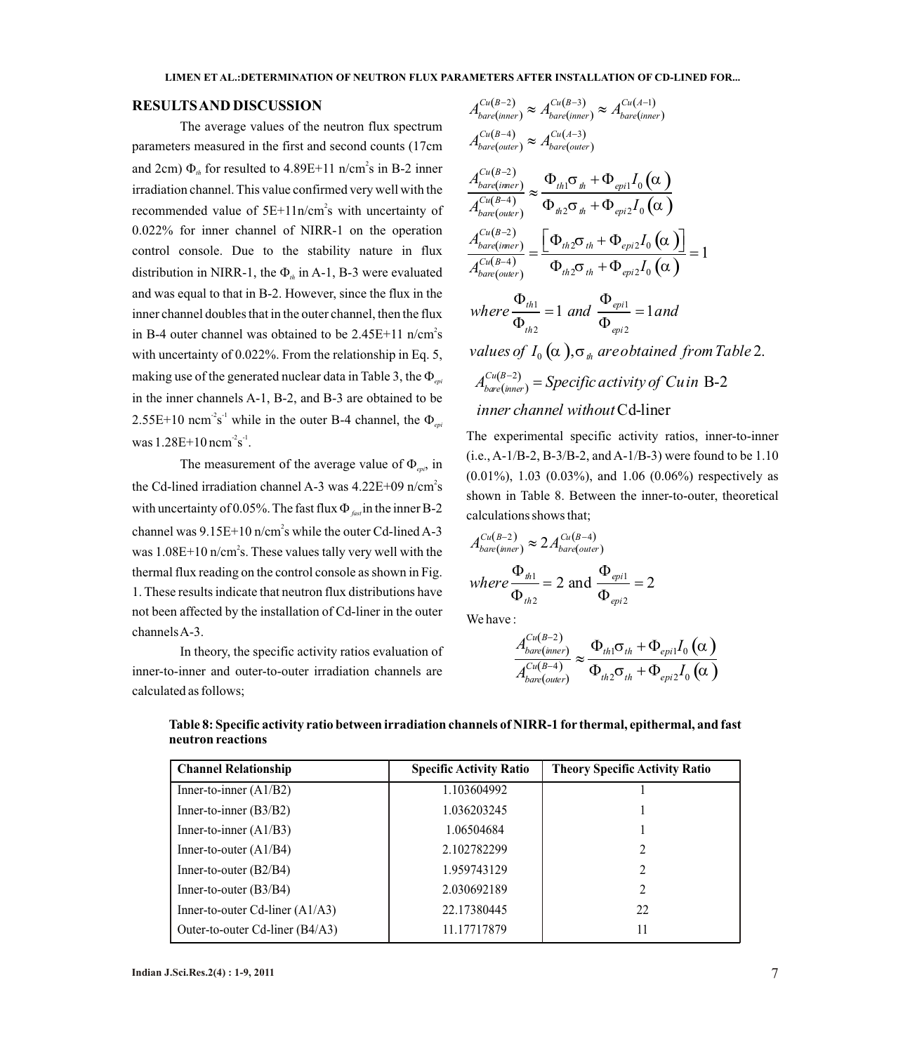## RESULTS AND DISCUSSION

The average values of the neutron flux spectrum parameters measured in the first and second counts (17cm and 2cm) $\Phi_{th}$ for resulted to 4.89E+11 n/cm$^2$s in B-2 inner irradiation channel. This value confirmed very well with the recommended value of 5E+11n/cm$^2$s with uncertainty of 0.022% for inner channel of NIRR-1 on the operation control console. Due to the stability nature in flux distribution in NIRR-1, the $\Phi_{th}$ in A-1, B-3 were evaluated and was equal to that in B-2. However, since the flux in the inner channel doubles that in the outer channel, then the flux in B-4 outer channel was obtained to be 2.45E+11 n/cm$^2$s with uncertainty of 0.022%. From the relationship in Eq. 5, making use of the generated nuclear data in Table 3, the $\Phi_{epi}$ in the inner channels A-1, B-2, and B-3 are obtained to be 2.55E+10 ncm$^{-2}$s$^{-1}$ while in the outer B-4 channel, the $\Phi_{epi}$ was 1.28E+10 ncm$^{-2}$s$^{-1}$.

The measurement of the average value of $\Phi_{epi}$, in the Cd-lined irradiation channel A-3 was 4.22E+09 n/cm$^2$s with uncertainty of 0.05%. The fast flux $\Phi_{fast}$ in the inner B-2 channel was 9.15E+10 n/cm$^2$s while the outer Cd-lined A-3 was 1.08E+10 n/cm$^2$s. These values tally very well with the thermal flux reading on the control console as shown in Fig. 1. These results indicate that neutron flux distributions have not been affected by the installation of Cd-liner in the outer channels A-3.

In theory, the specific activity ratios evaluation of inner-to-inner and outer-to-outer irradiation channels are calculated as follows;

$$A_{bare(inner)}^{Cu(B-2)} \approx A_{bare(inner)}^{Cu(B-3)} \approx A_{bare(inner)}^{Cu(A-1)}$$

$$A_{bare(outer)}^{Cu(B-4)} \approx A_{bare(outer)}^{Cu(A-3)}$$

$$\frac{A_{bare(inner)}^{Cu(B-2)}}{A_{bare(outer)}^{Cu(B-4)}} \approx \frac{\Phi_{th1}\sigma_{th} + \Phi_{epi1} I_0(\alpha)}{\Phi_{th2}\sigma_{th} + \Phi_{epi2} I_0(\alpha)}$$

$$\frac{A_{bare(inner)}^{Cu(B-2)}}{A_{bare(outer)}^{Cu(B-4)}} = \frac{\left[\Phi_{th2}\sigma_{th} + \Phi_{epi2} I_0(\alpha)\right]}{\Phi_{th2}\sigma_{th} + \Phi_{epi2} I_0(\alpha)} = 1$$

$$where \frac{\Phi_{th1}}{\Phi_{th2}} = 1 \; and \; \frac{\Phi_{epi1}}{\Phi_{epi2}} = 1 and$$

*values of* $I_0(\alpha), \sigma_{th}$ *are obtained from Table* 2.

$A_{bare(inner)}^{Cu(B-2)}$ = *Specific activity of Cu in* B-2 *inner channel without* Cd-liner

The experimental specific activity ratios, inner-to-inner (i.e., A-1/B-2, B-3/B-2, and A-1/B-3) were found to be 1.10 (0.01%), 1.03 (0.03%), and 1.06 (0.06%) respectively as shown in Table 8. Between the inner-to-outer, theoretical calculations shows that;

$$A_{bare(inner)}^{Cu(B-2)} \approx 2 A_{bare(outer)}^{Cu(B-4)}$$

$$where \frac{\Phi_{th1}}{\Phi_{th2}} = 2 \text{ and } \frac{\Phi_{epi1}}{\Phi_{epi2}} = 2$$

We have :

$$\frac{A_{bare(inner)}^{Cu(B-2)}}{A_{bare(outer)}^{Cu(B-4)}} \approx \frac{\Phi_{th1}\sigma_{th} + \Phi_{epi1} I_0(\alpha)}{\Phi_{th2}\sigma_{th} + \Phi_{epi2} I_0(\alpha)}$$

**Table 8: Specific activity ratio between irradiation channels of NIRR-1 for thermal, epithermal, and fast neutron reactions**

| Channel Relationship | Specific Activity Ratio | Theory Specific Activity Ratio |
|---|---|---|
| Inner-to-inner (A1/B2) | 1.103604992 | 1 |
| Inner-to-inner (B3/B2) | 1.036203245 | 1 |
| Inner-to-inner (A1/B3) | 1.06504684 | 1 |
| Inner-to-outer (A1/B4) | 2.102782299 | 2 |
| Inner-to-outer (B2/B4) | 1.959743129 | 2 |
| Inner-to-outer (B3/B4) | 2.030692189 | 2 |
| Inner-to-outer Cd-liner (A1/A3) | 22.17380445 | 22 |
| Outer-to-outer Cd-liner (B4/A3) | 11.17717879 | 11 |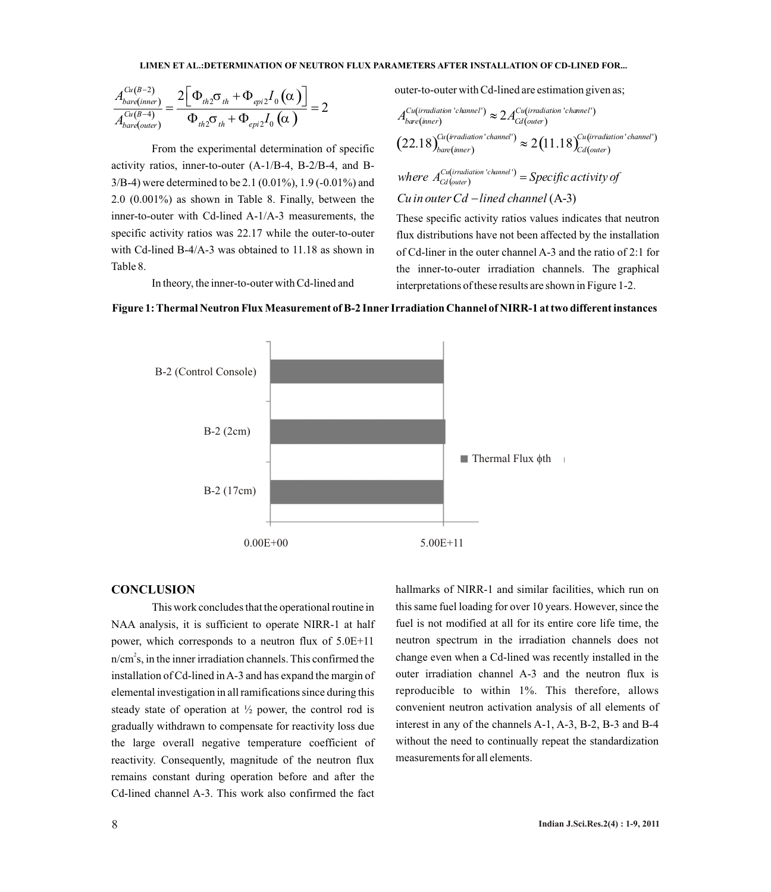$$\frac{A_{bare(inner)}^{Cu(B-2)}}{A_{bare(outer)}^{Cu(B-4)}} = \frac{2\left[\Phi_{th2}\sigma_{th} + \Phi_{epi2}I_0(\alpha)\right]}{\Phi_{th2}\sigma_{th} + \Phi_{epi2}I_0(\alpha)} = 2$$

From the experimental determination of specific activity ratios, inner-to-outer (A-1/B-4, B-2/B-4, and B-3/B-4) were determined to be 2.1 (0.01%), 1.9 (-0.01%) and 2.0 (0.001%) as shown in Table 8. Finally, between the inner-to-outer with Cd-lined A-1/A-3 measurements, the specific activity ratios was 22.17 while the outer-to-outer with Cd-lined B-4/A-3 was obtained to 11.18 as shown in Table 8.

In theory, the inner-to-outer with Cd-lined and outer-to-outer with Cd-lined are estimation given as;

$$A_{bare(inner)}^{Cu(irradiation\ 'channel')} \approx 2A_{Cd(outer)}^{Cu(irradiation\ 'channel')}$$

$$(22.18)_{bare(inner)}^{Cu(irradiation\ 'channel')} \approx 2(11.18)_{Cd(outer)}^{Cu(irradiation\ 'channel')}$$

$$where\ A_{Cd(outer)}^{Cu(irradiation\ 'channel')} = Specific\ activity\ of$$

$$Cu\ in\ outer\ Cd-lined\ channel\ \text{(A-3)}$$

These specific activity ratios values indicates that neutron flux distributions have not been affected by the installation of Cd-liner in the outer channel A-3 and the ratio of 2:1 for the inner-to-outer irradiation channels. The graphical interpretations of these results are shown in Figure 1-2.

**Figure 1: Thermal Neutron Flux Measurement of B-2 Inner Irradiation Channel of NIRR-1 at two different instances**

## CONCLUSION

This work concludes that the operational routine in NAA analysis, it is sufficient to operate NIRR-1 at half power, which corresponds to a neutron flux of 5.0E+11 n/cm$^2$s, in the inner irradiation channels. This confirmed the installation of Cd-lined in A-3 and has expand the margin of elemental investigation in all ramifications since during this steady state of operation at ½ power, the control rod is gradually withdrawn to compensate for reactivity loss due the large overall negative temperature coefficient of reactivity. Consequently, magnitude of the neutron flux remains constant during operation before and after the Cd-lined channel A-3. This work also confirmed the fact hallmarks of NIRR-1 and similar facilities, which run on this same fuel loading for over 10 years. However, since the fuel is not modified at all for its entire core life time, the neutron spectrum in the irradiation channels does not change even when a Cd-lined was recently installed in the outer irradiation channel A-3 and the neutron flux is reproducible to within 1%. This therefore, allows convenient neutron activation analysis of all elements of interest in any of the channels A-1, A-3, B-2, B-3 and B-4 without the need to continually repeat the standardization measurements for all elements.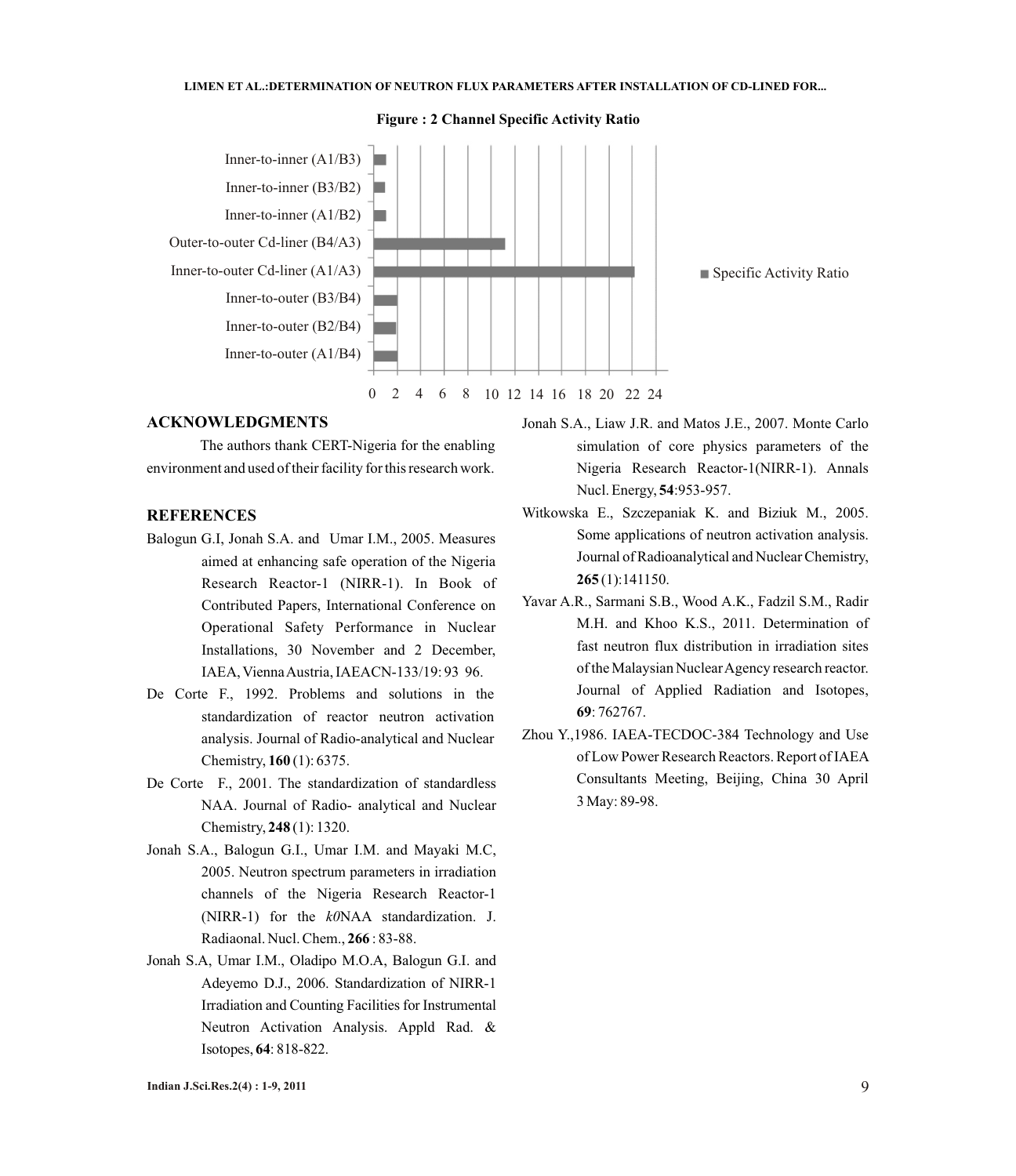**Figure : 2 Channel Specific Activity Ratio**

Inner-to-inner (A1/B3)
Inner-to-inner (B3/B2)
Inner-to-inner (A1/B2)
Outer-to-outer Cd-liner (B4/A3)
Inner-to-outer Cd-liner (A1/A3)
Inner-to-outer (B3/B4)
Inner-to-outer (B2/B4)
Inner-to-outer (A1/B4)

0 2 4 6 8 10 12 14 16 18 20 22 24

■ Specific Activity Ratio

## ACKNOWLEDGMENTS

The authors thank CERT-Nigeria for the enabling environment and used of their facility for this research work.

## REFERENCES

Balogun G.I, Jonah S.A. and Umar I.M., 2005. Measures aimed at enhancing safe operation of the Nigeria Research Reactor-1 (NIRR-1). In Book of Contributed Papers, International Conference on Operational Safety Performance in Nuclear Installations, 30 November and 2 December, IAEA, Vienna Austria, IAEACN-133/19: 93 96.

De Corte F., 1992. Problems and solutions in the standardization of reactor neutron activation analysis. Journal of Radio-analytical and Nuclear Chemistry, **160** (1): 6375.

De Corte F., 2001. The standardization of standardless NAA. Journal of Radio- analytical and Nuclear Chemistry, **248** (1): 1320.

Jonah S.A., Balogun G.I., Umar I.M. and Mayaki M.C, 2005. Neutron spectrum parameters in irradiation channels of the Nigeria Research Reactor-1 (NIRR-1) for the *k0*NAA standardization. J. Radiaonal. Nucl. Chem., **266** : 83-88.

Jonah S.A, Umar I.M., Oladipo M.O.A, Balogun G.I. and Adeyemo D.J., 2006. Standardization of NIRR-1 Irradiation and Counting Facilities for Instrumental Neutron Activation Analysis. Appld Rad. & Isotopes, **64**: 818-822.

Jonah S.A., Liaw J.R. and Matos J.E., 2007. Monte Carlo simulation of core physics parameters of the Nigeria Research Reactor-1(NIRR-1). Annals Nucl. Energy, **54**:953-957.

Witkowska E., Szczepaniak K. and Biziuk M., 2005. Some applications of neutron activation analysis. Journal of Radioanalytical and Nuclear Chemistry, **265** (1):141150.

Yavar A.R., Sarmani S.B., Wood A.K., Fadzil S.M., Radir M.H. and Khoo K.S., 2011. Determination of fast neutron flux distribution in irradiation sites of the Malaysian Nuclear Agency research reactor. Journal of Applied Radiation and Isotopes, **69**: 762767.

Zhou Y.,1986. IAEA-TECDOC-384 Technology and Use of Low Power Research Reactors. Report of IAEA Consultants Meeting, Beijing, China 30 April 3 May: 89-98.